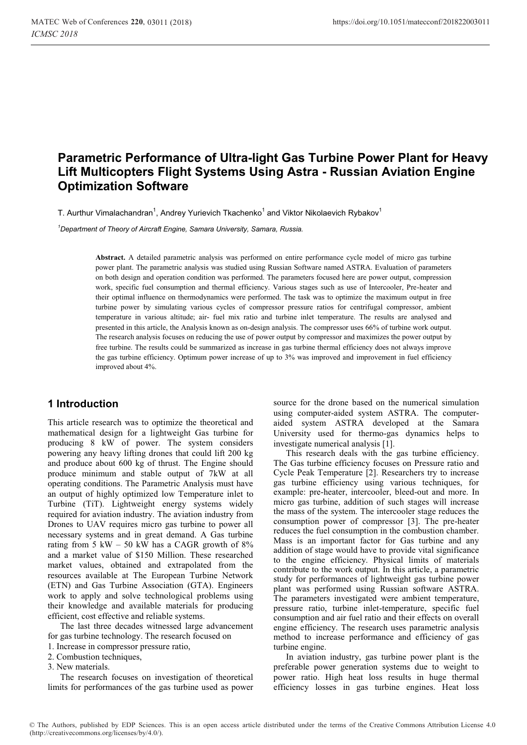# Parametric Performance of Ultra-light Gas Turbine Power Plant for Heavy Lift Multicopters Flight Systems Using Astra - Russian Aviation Engine Optimization Software

T. Aurthur Vimalachandran[1], Andrey Yurievich Tkachenko[1] and Viktor Nikolaevich Rybakov[1]

[1]*Department of Theory of Aircraft Engine, Samara University, Samara, Russia.*

**Abstract.** A detailed parametric analysis was performed on entire performance cycle model of micro gas turbine power plant. The parametric analysis was studied using Russian Software named ASTRA. Evaluation of parameters on both design and operation condition was performed. The parameters focused here are power output, compression work, specific fuel consumption and thermal efficiency. Various stages such as use of Intercooler, Pre-heater and their optimal influence on thermodynamics were performed. The task was to optimize the maximum output in free turbine power by simulating various cycles of compressor pressure ratios for centrifugal compressor, ambient temperature in various altitude; air- fuel mix ratio and turbine inlet temperature. The results are analysed and presented in this article, the Analysis known as on-design analysis. The compressor uses 66% of turbine work output. The research analysis focuses on reducing the use of power output by compressor and maximizes the power output by free turbine. The results could be summarized as increase in gas turbine thermal efficiency does not always improve the gas turbine efficiency. Optimum power increase of up to 3% was improved and improvement in fuel efficiency improved about 4%.

## 1 Introduction

This article research was to optimize the theoretical and mathematical design for a lightweight Gas turbine for producing 8 kW of power. The system considers powering any heavy lifting drones that could lift 200 kg and produce about 600 kg of thrust. The Engine should produce minimum and stable output of 7kW at all operating conditions. The Parametric Analysis must have an output of highly optimized low Temperature inlet to Turbine (TiT). Lightweight energy systems widely required for aviation industry. The aviation industry from Drones to UAV requires micro gas turbine to power all necessary systems and in great demand. A Gas turbine rating from 5 kW – 50 kW has a CAGR growth of 8% and a market value of $150 Million. These researched market values, obtained and extrapolated from the resources available at The European Turbine Network (ETN) and Gas Turbine Association (GTA). Engineers work to apply and solve technological problems using their knowledge and available materials for producing efficient, cost effective and reliable systems.

The last three decades witnessed large advancement for gas turbine technology. The research focused on

1. Increase in compressor pressure ratio,
2. Combustion techniques,
3. New materials.

The research focuses on investigation of theoretical limits for performances of the gas turbine used as power source for the drone based on the numerical simulation using computer-aided system ASTRA. The computer-aided system ASTRA developed at the Samara University used for thermo-gas dynamics helps to investigate numerical analysis [1].

This research deals with the gas turbine efficiency. The Gas turbine efficiency focuses on Pressure ratio and Cycle Peak Temperature [2]. Researchers try to increase gas turbine efficiency using various techniques, for example: pre-heater, intercooler, bleed-out and more. In micro gas turbine, addition of such stages will increase the mass of the system. The intercooler stage reduces the consumption power of compressor [3]. The pre-heater reduces the fuel consumption in the combustion chamber. Mass is an important factor for Gas turbine and any addition of stage would have to provide vital significance to the engine efficiency. Physical limits of materials contribute to the work output. In this article, a parametric study for performances of lightweight gas turbine power plant was performed using Russian software ASTRA. The parameters investigated were ambient temperature, pressure ratio, turbine inlet-temperature, specific fuel consumption and air fuel ratio and their effects on overall engine efficiency. The research uses parametric analysis method to increase performance and efficiency of gas turbine engine.

In aviation industry, gas turbine power plant is the preferable power generation systems due to weight to power ratio. High heat loss results in huge thermal efficiency losses in gas turbine engines. Heat loss

© The Authors, published by EDP Sciences. This is an open access article distributed under the terms of the Creative Commons Attribution License 4.0 (http://creativecommons.org/licenses/by/4.0/).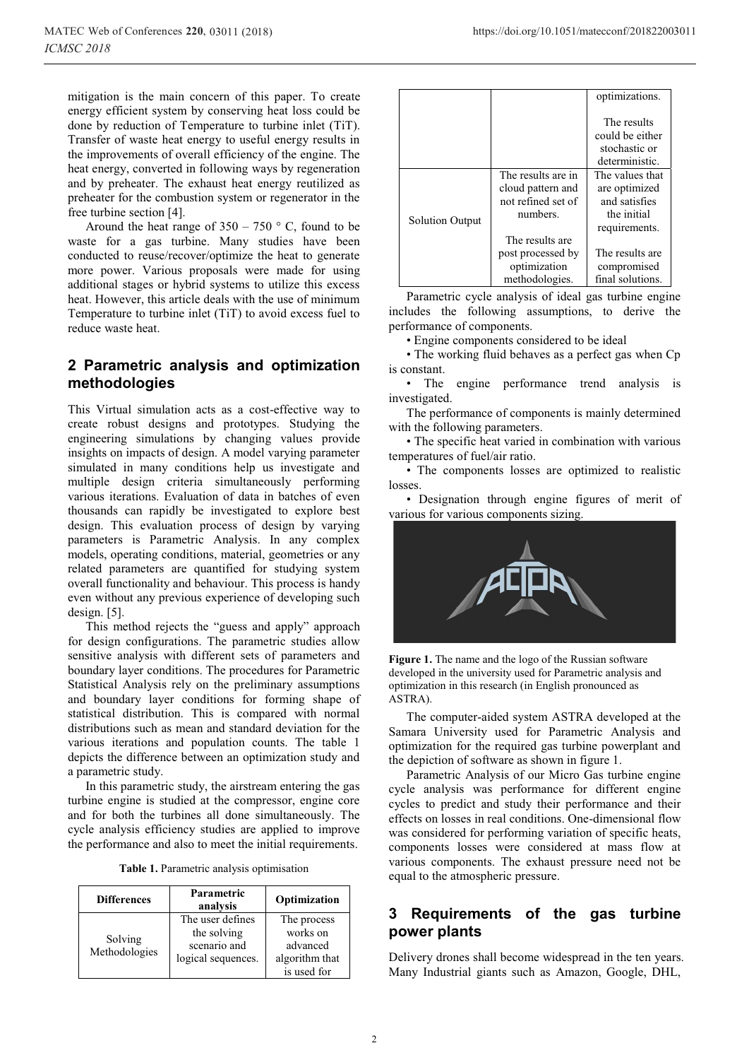mitigation is the main concern of this paper. To create energy efficient system by conserving heat loss could be done by reduction of Temperature to turbine inlet (TiT). Transfer of waste heat energy to useful energy results in the improvements of overall efficiency of the engine. The heat energy, converted in following ways by regeneration and by preheater. The exhaust heat energy reutilized as preheater for the combustion system or regenerator in the free turbine section [4].

Around the heat range of 350 – 750 ° C, found to be waste for a gas turbine. Many studies have been conducted to reuse/recover/optimize the heat to generate more power. Various proposals were made for using additional stages or hybrid systems to utilize this excess heat. However, this article deals with the use of minimum Temperature to turbine inlet (TiT) to avoid excess fuel to reduce waste heat.

## 2 Parametric analysis and optimization methodologies

This Virtual simulation acts as a cost-effective way to create robust designs and prototypes. Studying the engineering simulations by changing values provide insights on impacts of design. A model varying parameter simulated in many conditions help us investigate and multiple design criteria simultaneously performing various iterations. Evaluation of data in batches of even thousands can rapidly be investigated to explore best design. This evaluation process of design by varying parameters is Parametric Analysis. In any complex models, operating conditions, material, geometries or any related parameters are quantified for studying system overall functionality and behaviour. This process is handy even without any previous experience of developing such design. [5].

This method rejects the "guess and apply" approach for design configurations. The parametric studies allow sensitive analysis with different sets of parameters and boundary layer conditions. The procedures for Parametric Statistical Analysis rely on the preliminary assumptions and boundary layer conditions for forming shape of statistical distribution. This is compared with normal distributions such as mean and standard deviation for the various iterations and population counts. The table 1 depicts the difference between an optimization study and a parametric study.

In this parametric study, the airstream entering the gas turbine engine is studied at the compressor, engine core and for both the turbines all done simultaneously. The cycle analysis efficiency studies are applied to improve the performance and also to meet the initial requirements.

**Table 1.** Parametric analysis optimisation

| Differences | Parametric analysis | Optimization |
|---|---|---|
| Solving Methodologies | The user defines the solving scenario and logical sequences. | The process works on advanced algorithm that is used for optimizations. The results could be either stochastic or deterministic. |
| Solution Output | The results are in cloud pattern and not refined set of numbers. The results are post processed by optimization methodologies. | The values that are optimized and satisfies the initial requirements. The results are compromised final solutions. |

Parametric cycle analysis of ideal gas turbine engine includes the following assumptions, to derive the performance of components.

• Engine components considered to be ideal

• The working fluid behaves as a perfect gas when Cp is constant.

• The engine performance trend analysis is investigated.

The performance of components is mainly determined with the following parameters.

• The specific heat varied in combination with various temperatures of fuel/air ratio.

• The components losses are optimized to realistic losses.

• Designation through engine figures of merit of various for various components sizing.

**Figure 1.** The name and the logo of the Russian software developed in the university used for Parametric analysis and optimization in this research (in English pronounced as ASTRA).

The computer-aided system ASTRA developed at the Samara University used for Parametric Analysis and optimization for the required gas turbine powerplant and the depiction of software as shown in figure 1.

Parametric Analysis of our Micro Gas turbine engine cycle analysis was performance for different engine cycles to predict and study their performance and their effects on losses in real conditions. One-dimensional flow was considered for performing variation of specific heats, components losses were considered at mass flow at various components. The exhaust pressure need not be equal to the atmospheric pressure.

## 3 Requirements of the gas turbine power plants

Delivery drones shall become widespread in the ten years. Many Industrial giants such as Amazon, Google, DHL,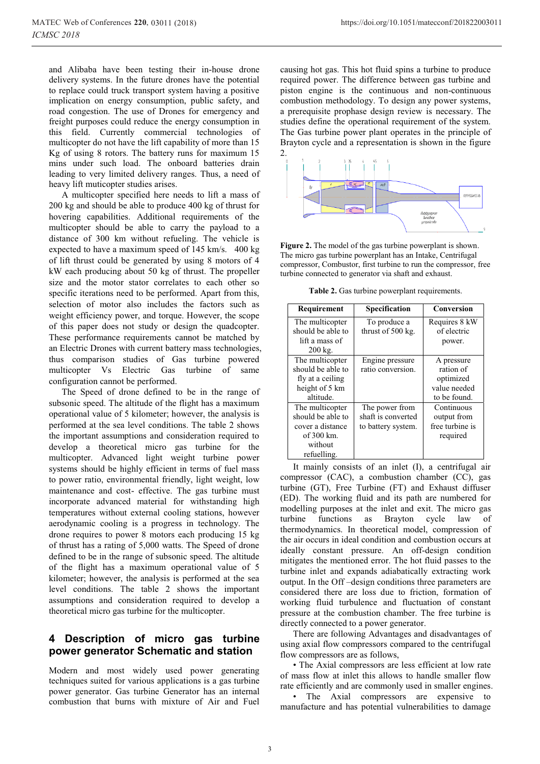and Alibaba have been testing their in-house drone delivery systems. In the future drones have the potential to replace could truck transport system having a positive implication on energy consumption, public safety, and road congestion. The use of Drones for emergency and freight purposes could reduce the energy consumption in this field. Currently commercial technologies of multicopter do not have the lift capability of more than 15 Kg of using 8 rotors. The battery runs for maximum 15 mins under such load. The onboard batteries drain leading to very limited delivery ranges. Thus, a need of heavy lift muticopter studies arises.

A multicopter specified here needs to lift a mass of 200 kg and should be able to produce 400 kg of thrust for hovering capabilities. Additional requirements of the multicopter should be able to carry the payload to a distance of 300 km without refueling. The vehicle is expected to have a maximum speed of 145 km/s. 400 kg of lift thrust could be generated by using 8 motors of 4 kW each producing about 50 kg of thrust. The propeller size and the motor stator correlates to each other so specific iterations need to be performed. Apart from this, selection of motor also includes the factors such as weight efficiency power, and torque. However, the scope of this paper does not study or design the quadcopter. These performance requirements cannot be matched by an Electric Drones with current battery mass technologies, thus comparison studies of Gas turbine powered multicopter Vs Electric Gas turbine of same configuration cannot be performed.

The Speed of drone defined to be in the range of subsonic speed. The altitude of the flight has a maximum operational value of 5 kilometer; however, the analysis is performed at the sea level conditions. The table 2 shows the important assumptions and consideration required to develop a theoretical micro gas turbine for the multicopter. Advanced light weight turbine power systems should be highly efficient in terms of fuel mass to power ratio, environmental friendly, light weight, low maintenance and cost- effective. The gas turbine must incorporate advanced material for withstanding high temperatures without external cooling stations, however aerodynamic cooling is a progress in technology. The drone requires to power 8 motors each producing 15 kg of thrust has a rating of 5,000 watts. The Speed of drone defined to be in the range of subsonic speed. The altitude of the flight has a maximum operational value of 5 kilometer; however, the analysis is performed at the sea level conditions. The table 2 shows the important assumptions and consideration required to develop a theoretical micro gas turbine for the multicopter.

## 4 Description of micro gas turbine power generator Schematic and station

Modern and most widely used power generating techniques suited for various applications is a gas turbine power generator. Gas turbine Generator has an internal combustion that burns with mixture of Air and Fuel causing hot gas. This hot fluid spins a turbine to produce required power. The difference between gas turbine and piston engine is the continuous and non-continuous combustion methodology. To design any power systems, a prerequisite prophase design review is necessary. The studies define the operational requirement of the system. The Gas turbine power plant operates in the principle of Brayton cycle and a representation is shown in the figure 2.

**Figure 2.** The model of the gas turbine powerplant is shown. The micro gas turbine powerplant has an Intake, Centrifugal compressor, Combustor, first turbine to run the compressor, free turbine connected to generator via shaft and exhaust.

**Table 2.** Gas turbine powerplant requirements.

| Requirement | Specification | Conversion |
|---|---|---|
| The multicopter should be able to lift a mass of 200 kg. | To produce a thrust of 500 kg. | Requires 8 kW of electric power. |
| The multicopter should be able to fly at a ceiling height of 5 km altitude. | Engine pressure ratio conversion. | A pressure ration of optimized value needed to be found. |
| The multicopter should be able to cover a distance of 300 km. without refuelling. | The power from shaft is converted to battery system. | Continuous output from free turbine is required |

It mainly consists of an inlet (I), a centrifugal air compressor (CAC), a combustion chamber (CC), gas turbine (GT), Free Turbine (FT) and Exhaust diffuser (ED). The working fluid and its path are numbered for modelling purposes at the inlet and exit. The micro gas turbine functions as Brayton cycle law of thermodynamics. In theoretical model, compression of the air occurs in ideal condition and combustion occurs at ideally constant pressure. An off-design condition mitigates the mentioned error. The hot fluid passes to the turbine inlet and expands adiabatically extracting work output. In the Off –design conditions three parameters are considered there are loss due to friction, formation of working fluid turbulence and fluctuation of constant pressure at the combustion chamber. The free turbine is directly connected to a power generator.

There are following Advantages and disadvantages of using axial flow compressors compared to the centrifugal flow compressors are as follows,

- The Axial compressors are less efficient at low rate of mass flow at inlet this allows to handle smaller flow rate efficiently and are commonly used in smaller engines.
- The Axial compressors are expensive to manufacture and has potential vulnerabilities to damage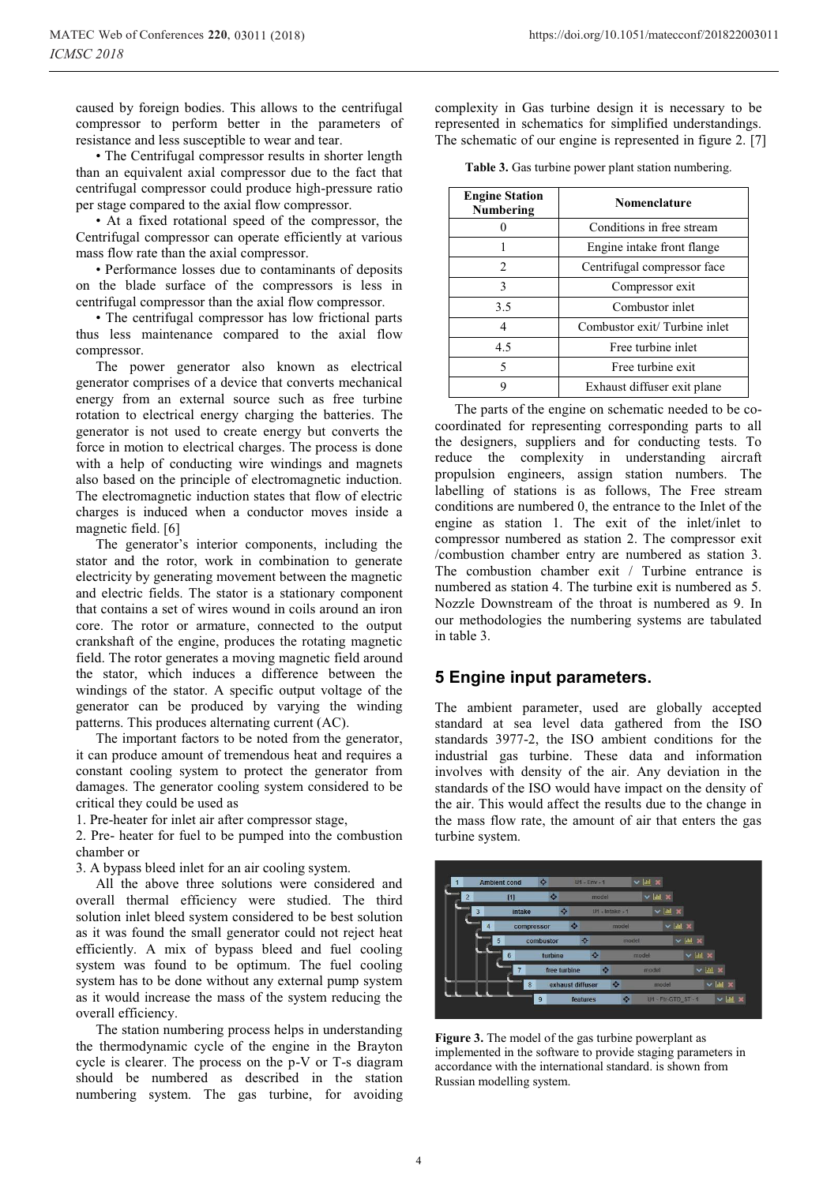caused by foreign bodies. This allows to the centrifugal compressor to perform better in the parameters of resistance and less susceptible to wear and tear.

• The Centrifugal compressor results in shorter length than an equivalent axial compressor due to the fact that centrifugal compressor could produce high-pressure ratio per stage compared to the axial flow compressor.

• At a fixed rotational speed of the compressor, the Centrifugal compressor can operate efficiently at various mass flow rate than the axial compressor.

• Performance losses due to contaminants of deposits on the blade surface of the compressors is less in centrifugal compressor than the axial flow compressor.

• The centrifugal compressor has low frictional parts thus less maintenance compared to the axial flow compressor.

The power generator also known as electrical generator comprises of a device that converts mechanical energy from an external source such as free turbine rotation to electrical energy charging the batteries. The generator is not used to create energy but converts the force in motion to electrical charges. The process is done with a help of conducting wire windings and magnets also based on the principle of electromagnetic induction. The electromagnetic induction states that flow of electric charges is induced when a conductor moves inside a magnetic field. [6]

The generator's interior components, including the stator and the rotor, work in combination to generate electricity by generating movement between the magnetic and electric fields. The stator is a stationary component that contains a set of wires wound in coils around an iron core. The rotor or armature, connected to the output crankshaft of the engine, produces the rotating magnetic field. The rotor generates a moving magnetic field around the stator, which induces a difference between the windings of the stator. A specific output voltage of the generator can be produced by varying the winding patterns. This produces alternating current (AC).

The important factors to be noted from the generator, it can produce amount of tremendous heat and requires a constant cooling system to protect the generator from damages. The generator cooling system considered to be critical they could be used as

1. Pre-heater for inlet air after compressor stage,
2. Pre- heater for fuel to be pumped into the combustion chamber or
3. A bypass bleed inlet for an air cooling system.

All the above three solutions were considered and overall thermal efficiency were studied. The third solution inlet bleed system considered to be best solution as it was found the small generator could not reject heat efficiently. A mix of bypass bleed and fuel cooling system was found to be optimum. The fuel cooling system has to be done without any external pump system as it would increase the mass of the system reducing the overall efficiency.

The station numbering process helps in understanding the thermodynamic cycle of the engine in the Brayton cycle is clearer. The process on the p-V or T-s diagram should be numbered as described in the station numbering system. The gas turbine, for avoiding complexity in Gas turbine design it is necessary to be represented in schematics for simplified understandings. The schematic of our engine is represented in figure 2. [7]

**Table 3.** Gas turbine power plant station numbering.

| Engine Station Numbering | Nomenclature |
|---|---|
| 0 | Conditions in free stream |
| 1 | Engine intake front flange |
| 2 | Centrifugal compressor face |
| 3 | Compressor exit |
| 3.5 | Combustor inlet |
| 4 | Combustor exit/ Turbine inlet |
| 4.5 | Free turbine inlet |
| 5 | Free turbine exit |
| 9 | Exhaust diffuser exit plane |

The parts of the engine on schematic needed to be co-coordinated for representing corresponding parts to all the designers, suppliers and for conducting tests. To reduce the complexity in understanding aircraft propulsion engineers, assign station numbers. The labelling of stations is as follows, The Free stream conditions are numbered 0, the entrance to the Inlet of the engine as station 1. The exit of the inlet/inlet to compressor numbered as station 2. The compressor exit /combustion chamber entry are numbered as station 3. The combustion chamber exit / Turbine entrance is numbered as station 4. The turbine exit is numbered as 5. Nozzle Downstream of the throat is numbered as 9. In our methodologies the numbering systems are tabulated in table 3.

## 5 Engine input parameters.

The ambient parameter, used are globally accepted standard at sea level data gathered from the ISO standards 3977-2, the ISO ambient conditions for the industrial gas turbine. These data and information involves with density of the air. Any deviation in the standards of the ISO would have impact on the density of the air. This would affect the results due to the change in the mass flow rate, the amount of air that enters the gas turbine system.

**Figure 3.** The model of the gas turbine powerplant as implemented in the software to provide staging parameters in accordance with the international standard. is shown from Russian modelling system.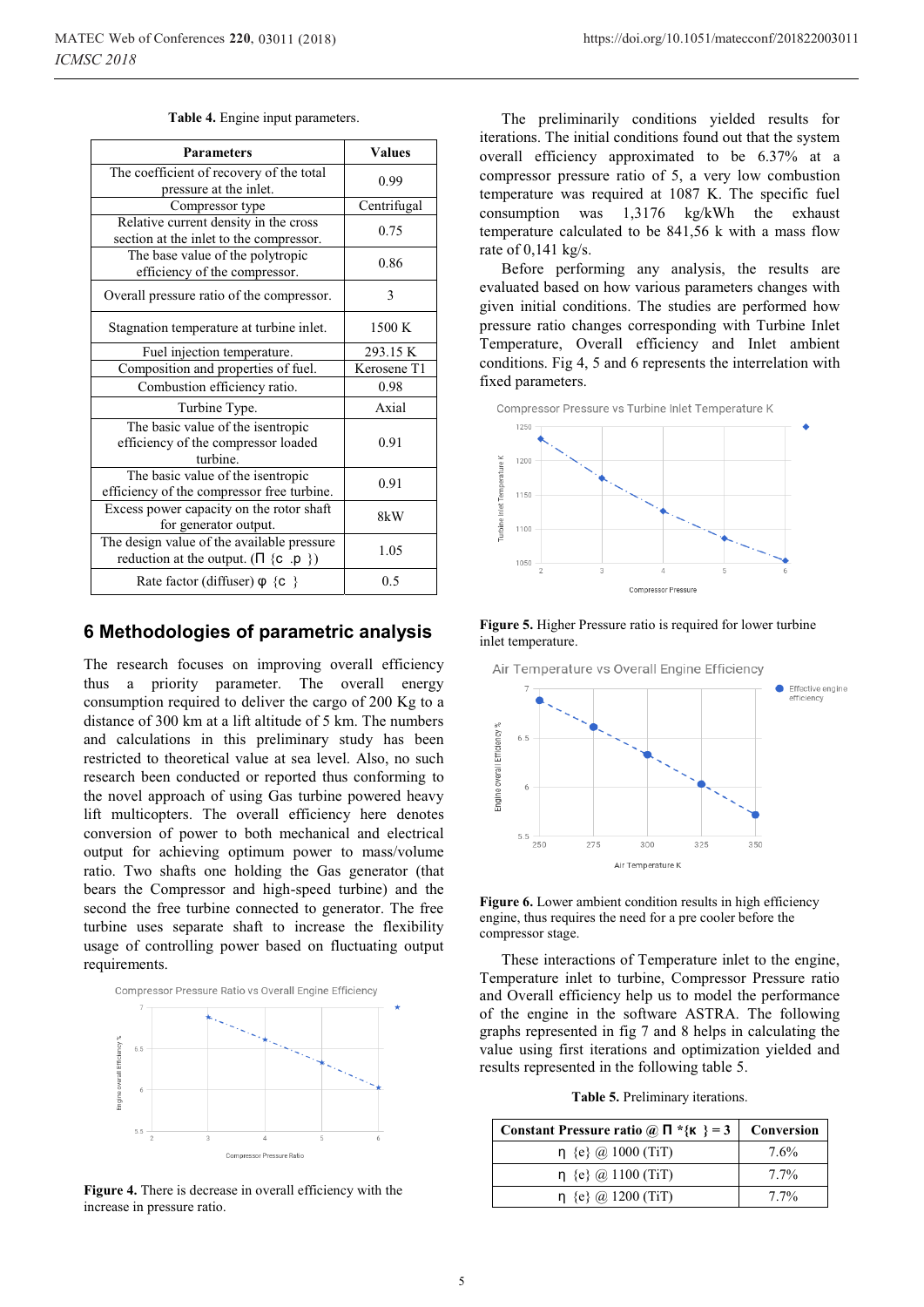**Table 4.** Engine input parameters.

| Parameters | Values |
|---|---|
| The coefficient of recovery of the total pressure at the inlet. | 0.99 |
| Compressor type | Centrifugal |
| Relative current density in the cross section at the inlet to the compressor. | 0.75 |
| The base value of the polytropic efficiency of the compressor. | 0.86 |
| Overall pressure ratio of the compressor. | 3 |
| Stagnation temperature at turbine inlet. | 1500 K |
| Fuel injection temperature. | 293.15 K |
| Composition and properties of fuel. | Kerosene T1 |
| Combustion efficiency ratio. | 0.98 |
| Turbine Type. | Axial |
| The basic value of the isentropic efficiency of the compressor loaded turbine. | 0.91 |
| The basic value of the isentropic efficiency of the compressor free turbine. | 0.91 |
| Excess power capacity on the rotor shaft for generator output. | 8kW |
| The design value of the available pressure reduction at the output. (Π {c .p }) | 1.05 |
| Rate factor (diffuser) φ {c } | 0.5 |

## 6 Methodologies of parametric analysis

The research focuses on improving overall efficiency thus a priority parameter. The overall energy consumption required to deliver the cargo of 200 Kg to a distance of 300 km at a lift altitude of 5 km. The numbers and calculations in this preliminary study has been restricted to theoretical value at sea level. Also, no such research been conducted or reported thus conforming to the novel approach of using Gas turbine powered heavy lift multicopters. The overall efficiency here denotes conversion of power to both mechanical and electrical output for achieving optimum power to mass/volume ratio. Two shafts one holding the Gas generator (that bears the Compressor and high-speed turbine) and the second the free turbine connected to generator. The free turbine uses separate shaft to increase the flexibility usage of controlling power based on fluctuating output requirements.

**Figure 4.** There is decrease in overall efficiency with the increase in pressure ratio.

The preliminarily conditions yielded results for iterations. The initial conditions found out that the system overall efficiency approximated to be 6.37% at a compressor pressure ratio of 5, a very low combustion temperature was required at 1087 K. The specific fuel consumption was 1,3176 kg/kWh the exhaust temperature calculated to be 841,56 k with a mass flow rate of 0,141 kg/s.

Before performing any analysis, the results are evaluated based on how various parameters changes with given initial conditions. The studies are performed how pressure ratio changes corresponding with Turbine Inlet Temperature, Overall efficiency and Inlet ambient conditions. Fig 4, 5 and 6 represents the interrelation with fixed parameters.

**Figure 5.** Higher Pressure ratio is required for lower turbine inlet temperature.

**Figure 6.** Lower ambient condition results in high efficiency engine, thus requires the need for a pre cooler before the compressor stage.

These interactions of Temperature inlet to the engine, Temperature inlet to turbine, Compressor Pressure ratio and Overall efficiency help us to model the performance of the engine in the software ASTRA. The following graphs represented in fig 7 and 8 helps in calculating the value using first iterations and optimization yielded and results represented in the following table 5.

**Table 5.** Preliminary iterations.

| Constant Pressure ratio @ Π *{κ } = 3 | Conversion |
|---|---|
| η {e} @ 1000 (TiT) | 7.6% |
| η {e} @ 1100 (TiT) | 7.7% |
| η {e} @ 1200 (TiT) | 7.7% |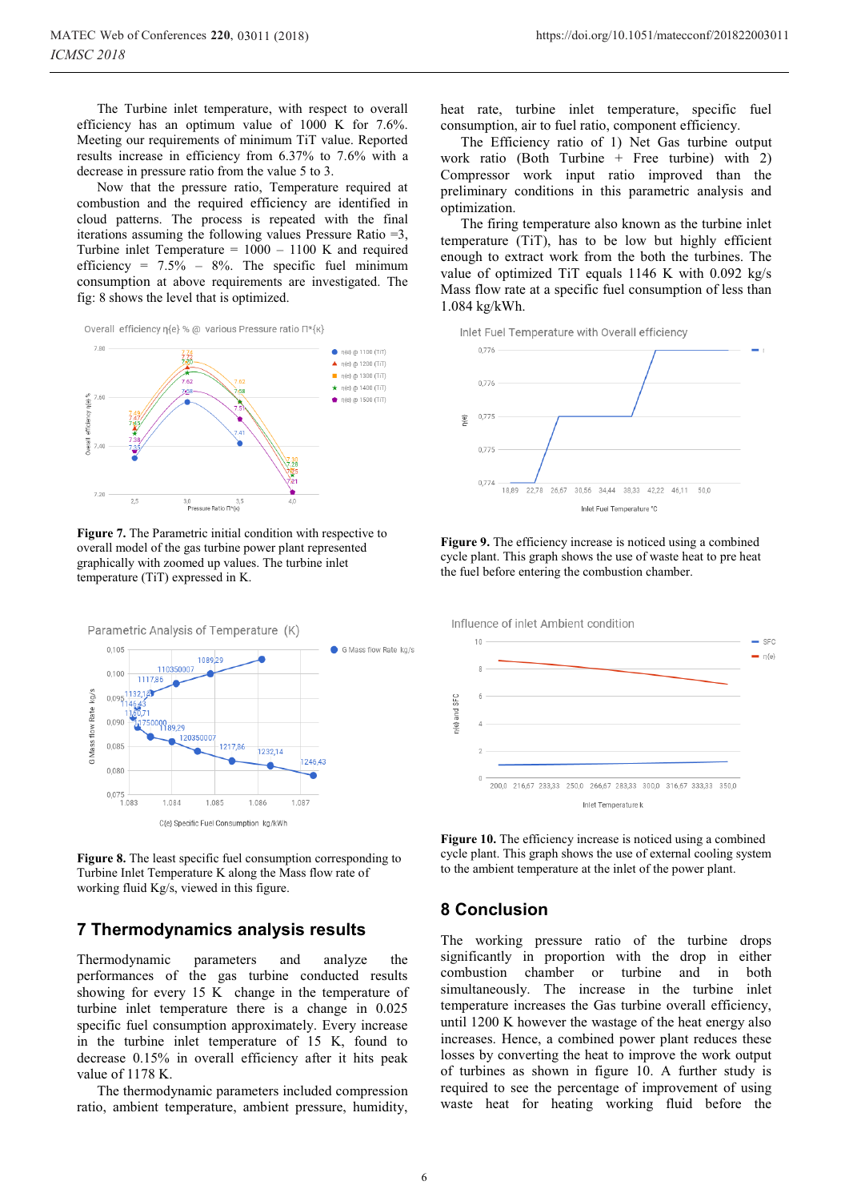The Turbine inlet temperature, with respect to overall efficiency has an optimum value of 1000 K for 7.6%. Meeting our requirements of minimum TiT value. Reported results increase in efficiency from 6.37% to 7.6% with a decrease in pressure ratio from the value 5 to 3.

Now that the pressure ratio, Temperature required at combustion and the required efficiency are identified in cloud patterns. The process is repeated with the final iterations assuming the following values Pressure Ratio =3, Turbine inlet Temperature = 1000 – 1100 K and required efficiency = 7.5% – 8%. The specific fuel minimum consumption at above requirements are investigated. The fig: 8 shows the level that is optimized.

**Figure 7.** The Parametric initial condition with respective to overall model of the gas turbine power plant represented graphically with zoomed up values. The turbine inlet temperature (TiT) expressed in K.

**Figure 8.** The least specific fuel consumption corresponding to Turbine Inlet Temperature K along the Mass flow rate of working fluid Kg/s, viewed in this figure.

## 7 Thermodynamics analysis results

Thermodynamic parameters and analyze the performances of the gas turbine conducted results showing for every 15 K change in the temperature of turbine inlet temperature there is a change in 0.025 specific fuel consumption approximately. Every increase in the turbine inlet temperature of 15 K, found to decrease 0.15% in overall efficiency after it hits peak value of 1178 K.

The thermodynamic parameters included compression ratio, ambient temperature, ambient pressure, humidity, heat rate, turbine inlet temperature, specific fuel consumption, air to fuel ratio, component efficiency.

The Efficiency ratio of 1) Net Gas turbine output work ratio (Both Turbine + Free turbine) with 2) Compressor work input ratio improved than the preliminary conditions in this parametric analysis and optimization.

The firing temperature also known as the turbine inlet temperature (TiT), has to be low but highly efficient enough to extract work from the both the turbines. The value of optimized TiT equals 1146 K with 0.092 kg/s Mass flow rate at a specific fuel consumption of less than 1.084 kg/kWh.

**Figure 9.** The efficiency increase is noticed using a combined cycle plant. This graph shows the use of waste heat to pre heat the fuel before entering the combustion chamber.

**Figure 10.** The efficiency increase is noticed using a combined cycle plant. This graph shows the use of external cooling system to the ambient temperature at the inlet of the power plant.

## 8 Conclusion

The working pressure ratio of the turbine drops significantly in proportion with the drop in either combustion chamber or turbine and in both simultaneously. The increase in the turbine inlet temperature increases the Gas turbine overall efficiency, until 1200 K however the wastage of the heat energy also increases. Hence, a combined power plant reduces these losses by converting the heat to improve the work output of turbines as shown in figure 10. A further study is required to see the percentage of improvement of using waste heat for heating working fluid before the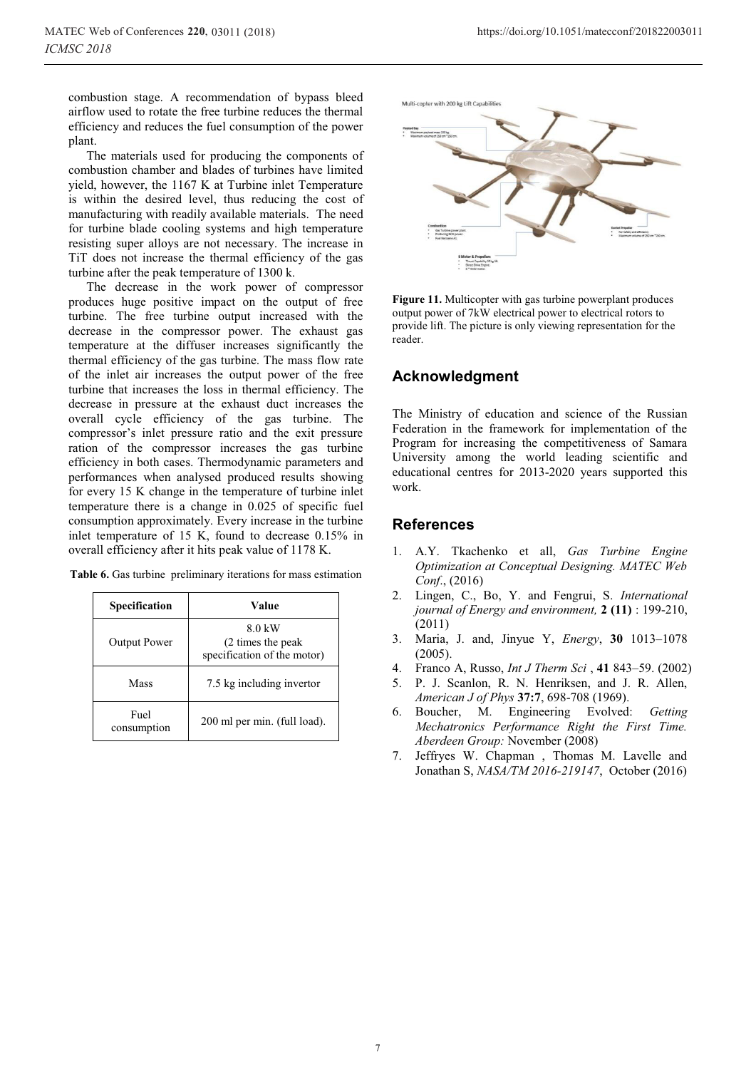combustion stage. A recommendation of bypass bleed airflow used to rotate the free turbine reduces the thermal efficiency and reduces the fuel consumption of the power plant.

The materials used for producing the components of combustion chamber and blades of turbines have limited yield, however, the 1167 K at Turbine inlet Temperature is within the desired level, thus reducing the cost of manufacturing with readily available materials. The need for turbine blade cooling systems and high temperature resisting super alloys are not necessary. The increase in TiT does not increase the thermal efficiency of the gas turbine after the peak temperature of 1300 k.

The decrease in the work power of compressor produces huge positive impact on the output of free turbine. The free turbine output increased with the decrease in the compressor power. The exhaust gas temperature at the diffuser increases significantly the thermal efficiency of the gas turbine. The mass flow rate of the inlet air increases the output power of the free turbine that increases the loss in thermal efficiency. The decrease in pressure at the exhaust duct increases the overall cycle efficiency of the gas turbine. The compressor's inlet pressure ratio and the exit pressure ration of the compressor increases the gas turbine efficiency in both cases. Thermodynamic parameters and performances when analysed produced results showing for every 15 K change in the temperature of turbine inlet temperature there is a change in 0.025 of specific fuel consumption approximately. Every increase in the turbine inlet temperature of 15 K, found to decrease 0.15% in overall efficiency after it hits peak value of 1178 K.

**Table 6.** Gas turbine preliminary iterations for mass estimation

| Specification | Value |
|---|---|
| Output Power | 8.0 kW (2 times the peak specification of the motor) |
| Mass | 7.5 kg including invertor |
| Fuel consumption | 200 ml per min. (full load). |

Multi-copter with 200 kg Lift Capabilities

**Figure 11.** Multicopter with gas turbine powerplant produces output power of 7kW electrical power to electrical rotors to provide lift. The picture is only viewing representation for the reader.

## Acknowledgment

The Ministry of education and science of the Russian Federation in the framework for implementation of the Program for increasing the competitiveness of Samara University among the world leading scientific and educational centres for 2013-2020 years supported this work.

## References

1. A.Y. Tkachenko et all, *Gas Turbine Engine Optimization at Conceptual Designing. MATEC Web Conf.*, (2016)
2. Lingen, C., Bo, Y. and Fengrui, S. *International journal of Energy and environment,* **2 (11)** : 199-210, (2011)
3. Maria, J. and, Jinyue Y, *Energy*, **30** 1013–1078 (2005).
4. Franco A, Russo, *Int J Therm Sci* , **41** 843–59. (2002)
5. P. J. Scanlon, R. N. Henriksen, and J. R. Allen, *American J of Phys* **37:7**, 698-708 (1969).
6. Boucher, M. Engineering Evolved: *Getting Mechatronics Performance Right the First Time. Aberdeen Group:* November (2008)
7. Jeffryes W. Chapman , Thomas M. Lavelle and Jonathan S, *NASA/TM 2016-219147*, October (2016)